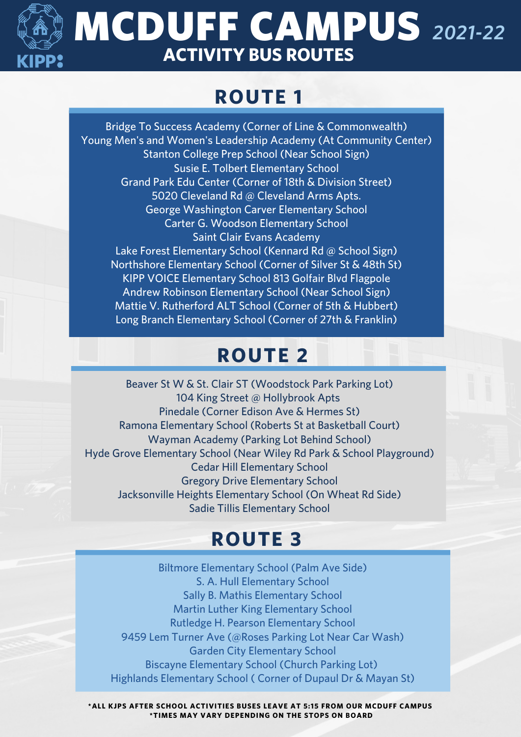# MCDUFF CAMPUS 2021-22

## ACTIVITY BUS ROUTES

## ROUTE 1

Bridge To Success Academy (Corner of Line & Commonwealth)
Young Men's and Women's Leadership Academy (At Community Center)
Stanton College Prep School (Near School Sign)
Susie E. Tolbert Elementary School
Grand Park Edu Center (Corner of 18th & Division Street)
5020 Cleveland Rd @ Cleveland Arms Apts.
George Washington Carver Elementary School
Carter G. Woodson Elementary School
Saint Clair Evans Academy
Lake Forest Elementary School (Kennard Rd @ School Sign)
Northshore Elementary School (Corner of Silver St & 48th St)
KIPP VOICE Elementary School 813 Golfair Blvd Flagpole
Andrew Robinson Elementary School (Near School Sign)
Mattie V. Rutherford ALT School (Corner of 5th & Hubbert)
Long Branch Elementary School (Corner of 27th & Franklin)

## ROUTE 2

Beaver St W & St. Clair ST (Woodstock Park Parking Lot)
104 King Street @ Hollybrook Apts
Pinedale (Corner Edison Ave & Hermes St)
Ramona Elementary School (Roberts St at Basketball Court)
Wayman Academy (Parking Lot Behind School)
Hyde Grove Elementary School (Near Wiley Rd Park & School Playground)
Cedar Hill Elementary School
Gregory Drive Elementary School
Jacksonville Heights Elementary School (On Wheat Rd Side)
Sadie Tillis Elementary School

## ROUTE 3

Biltmore Elementary School (Palm Ave Side)
S. A. Hull Elementary School
Sally B. Mathis Elementary School
Martin Luther King Elementary School
Rutledge H. Pearson Elementary School
9459 Lem Turner Ave (@Roses Parking Lot Near Car Wash)
Garden City Elementary School
Biscayne Elementary School (Church Parking Lot)
Highlands Elementary School ( Corner of Dupaul Dr & Mayan St)

**\*ALL KJPS AFTER SCHOOL ACTIVITIES BUSES LEAVE AT 5:15 FROM OUR MCDUFF CAMPUS**
**\*TIMES MAY VARY DEPENDING ON THE STOPS ON BOARD**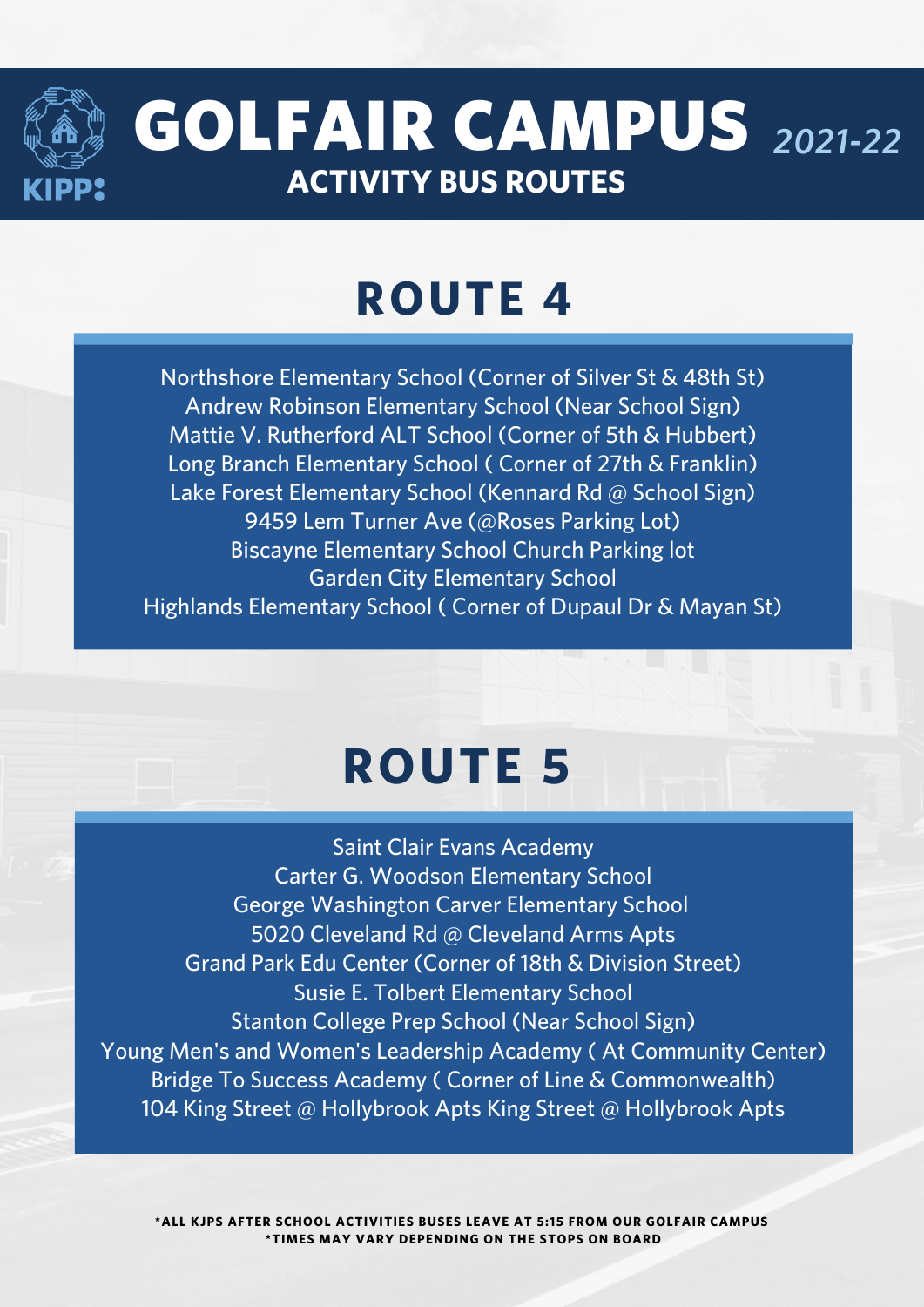# GOLFAIR CAMPUS *2021-22*

## ACTIVITY BUS ROUTES

## ROUTE 4

Northshore Elementary School (Corner of Silver St & 48th St)
Andrew Robinson Elementary School (Near School Sign)
Mattie V. Rutherford ALT School (Corner of 5th & Hubbert)
Long Branch Elementary School ( Corner of 27th & Franklin)
Lake Forest Elementary School (Kennard Rd @ School Sign)
9459 Lem Turner Ave (@Roses Parking Lot)
Biscayne Elementary School Church Parking lot
Garden City Elementary School
Highlands Elementary School ( Corner of Dupaul Dr & Mayan St)

## ROUTE 5

Saint Clair Evans Academy
Carter G. Woodson Elementary School
George Washington Carver Elementary School
5020 Cleveland Rd @ Cleveland Arms Apts
Grand Park Edu Center (Corner of 18th & Division Street)
Susie E. Tolbert Elementary School
Stanton College Prep School (Near School Sign)
Young Men's and Women's Leadership Academy ( At Community Center)
Bridge To Success Academy ( Corner of Line & Commonwealth)
104 King Street @ Hollybrook Apts King Street @ Hollybrook Apts

**\*ALL KJPS AFTER SCHOOL ACTIVITIES BUSES LEAVE AT 5:15 FROM OUR GOLFAIR CAMPUS**
**\*TIMES MAY VARY DEPENDING ON THE STOPS ON BOARD**